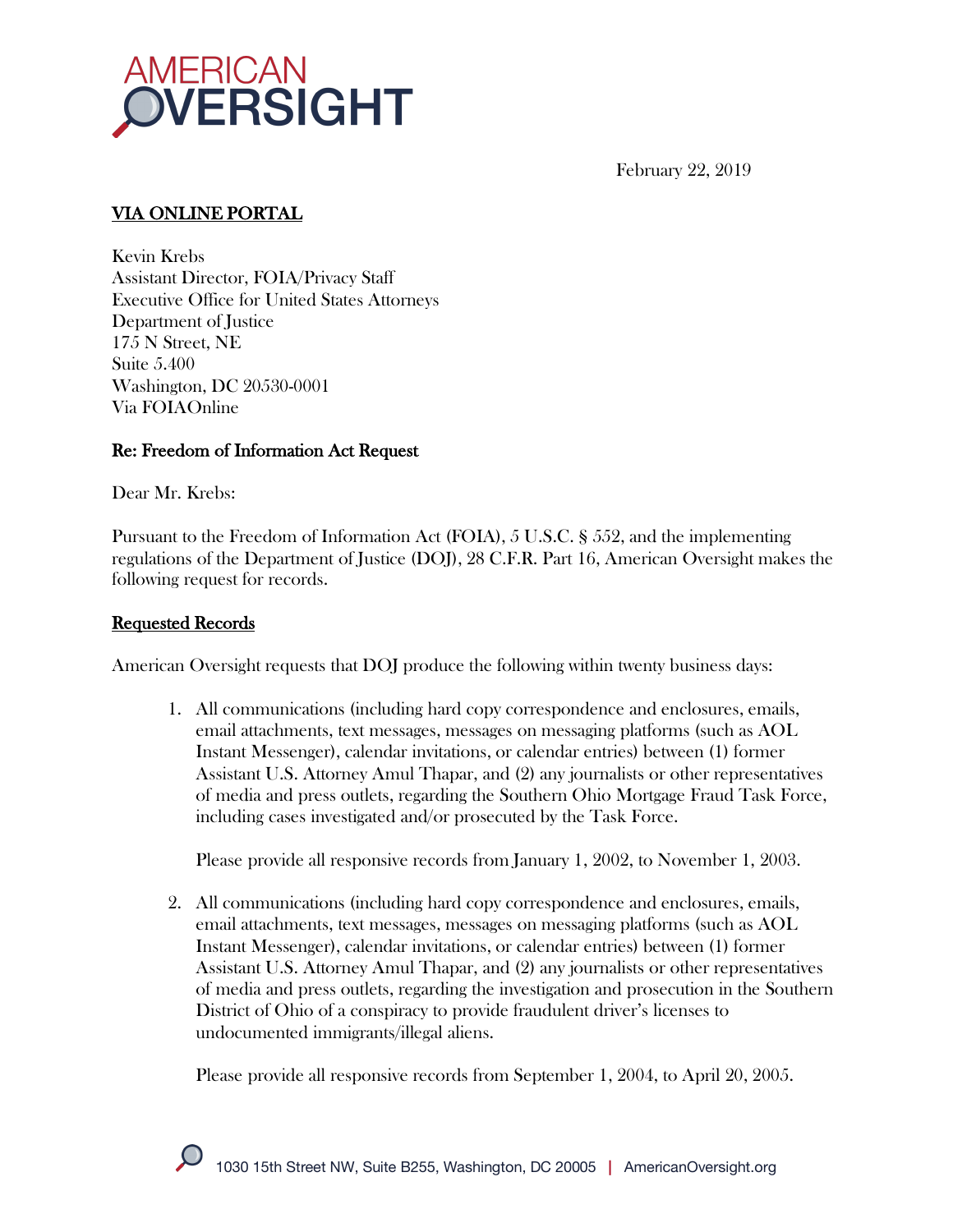# AMERICAN OVERSIGHT

February 22, 2019

**VIA ONLINE PORTAL**

Kevin Krebs
Assistant Director, FOIA/Privacy Staff
Executive Office for United States Attorneys
Department of Justice
175 N Street, NE
Suite 5.400
Washington, DC 20530-0001
Via FOIAOnline

**Re: Freedom of Information Act Request**

Dear Mr. Krebs:

Pursuant to the Freedom of Information Act (FOIA), 5 U.S.C. § 552, and the implementing regulations of the Department of Justice (DOJ), 28 C.F.R. Part 16, American Oversight makes the following request for records.

**Requested Records**

American Oversight requests that DOJ produce the following within twenty business days:

1. All communications (including hard copy correspondence and enclosures, emails, email attachments, text messages, messages on messaging platforms (such as AOL Instant Messenger), calendar invitations, or calendar entries) between (1) former Assistant U.S. Attorney Amul Thapar, and (2) any journalists or other representatives of media and press outlets, regarding the Southern Ohio Mortgage Fraud Task Force, including cases investigated and/or prosecuted by the Task Force.

   Please provide all responsive records from January 1, 2002, to November 1, 2003.

2. All communications (including hard copy correspondence and enclosures, emails, email attachments, text messages, messages on messaging platforms (such as AOL Instant Messenger), calendar invitations, or calendar entries) between (1) former Assistant U.S. Attorney Amul Thapar, and (2) any journalists or other representatives of media and press outlets, regarding the investigation and prosecution in the Southern District of Ohio of a conspiracy to provide fraudulent driver's licenses to undocumented immigrants/illegal aliens.

   Please provide all responsive records from September 1, 2004, to April 20, 2005.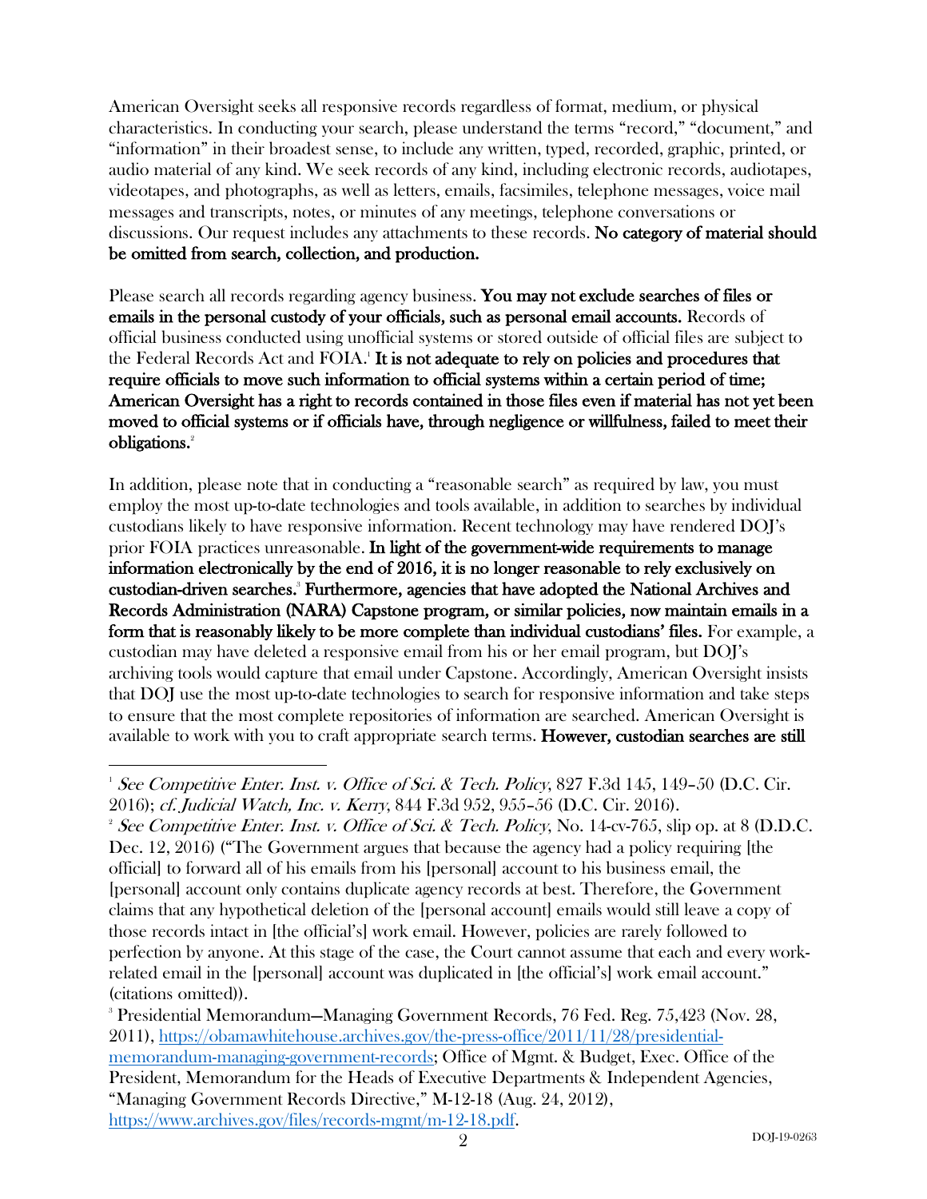American Oversight seeks all responsive records regardless of format, medium, or physical characteristics. In conducting your search, please understand the terms "record," "document," and "information" in their broadest sense, to include any written, typed, recorded, graphic, printed, or audio material of any kind. We seek records of any kind, including electronic records, audiotapes, videotapes, and photographs, as well as letters, emails, facsimiles, telephone messages, voice mail messages and transcripts, notes, or minutes of any meetings, telephone conversations or discussions. Our request includes any attachments to these records. **No category of material should be omitted from search, collection, and production.**

Please search all records regarding agency business. **You may not exclude searches of files or emails in the personal custody of your officials, such as personal email accounts.** Records of official business conducted using unofficial systems or stored outside of official files are subject to the Federal Records Act and FOIA.[1] **It is not adequate to rely on policies and procedures that require officials to move such information to official systems within a certain period of time; American Oversight has a right to records contained in those files even if material has not yet been moved to official systems or if officials have, through negligence or willfulness, failed to meet their obligations.**[2]

In addition, please note that in conducting a "reasonable search" as required by law, you must employ the most up-to-date technologies and tools available, in addition to searches by individual custodians likely to have responsive information. Recent technology may have rendered DOJ's prior FOIA practices unreasonable. **In light of the government-wide requirements to manage information electronically by the end of 2016, it is no longer reasonable to rely exclusively on custodian-driven searches.**[3] **Furthermore, agencies that have adopted the National Archives and Records Administration (NARA) Capstone program, or similar policies, now maintain emails in a form that is reasonably likely to be more complete than individual custodians' files.** For example, a custodian may have deleted a responsive email from his or her email program, but DOJ's archiving tools would capture that email under Capstone. Accordingly, American Oversight insists that DOJ use the most up-to-date technologies to search for responsive information and take steps to ensure that the most complete repositories of information are searched. American Oversight is available to work with you to craft appropriate search terms. **However, custodian searches are still**

---

[1] *See Competitive Enter. Inst. v. Office of Sci. & Tech. Policy*, 827 F.3d 145, 149–50 (D.C. Cir. 2016); *cf. Judicial Watch, Inc. v. Kerry*, 844 F.3d 952, 955–56 (D.C. Cir. 2016).

[2] *See Competitive Enter. Inst. v. Office of Sci. & Tech. Policy*, No. 14-cv-765, slip op. at 8 (D.D.C. Dec. 12, 2016) ("The Government argues that because the agency had a policy requiring [the official] to forward all of his emails from his [personal] account to his business email, the [personal] account only contains duplicate agency records at best. Therefore, the Government claims that any hypothetical deletion of the [personal account] emails would still leave a copy of those records intact in [the official's] work email. However, policies are rarely followed to perfection by anyone. At this stage of the case, the Court cannot assume that each and every work-related email in the [personal] account was duplicated in [the official's] work email account." (citations omitted)).

[3] Presidential Memorandum—Managing Government Records, 76 Fed. Reg. 75,423 (Nov. 28, 2011), https://obamawhitehouse.archives.gov/the-press-office/2011/11/28/presidential-memorandum-managing-government-records; Office of Mgmt. & Budget, Exec. Office of the President, Memorandum for the Heads of Executive Departments & Independent Agencies, "Managing Government Records Directive," M-12-18 (Aug. 24, 2012), https://www.archives.gov/files/records-mgmt/m-12-18.pdf.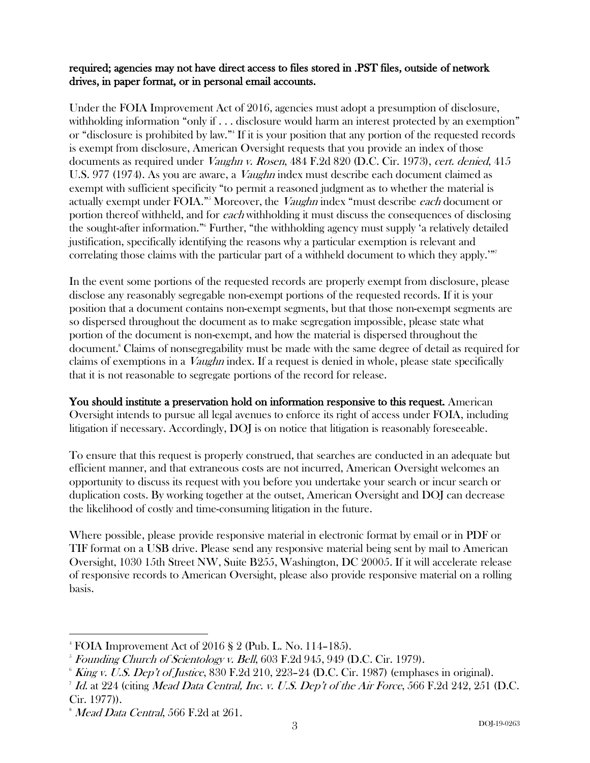**required; agencies may not have direct access to files stored in .PST files, outside of network drives, in paper format, or in personal email accounts.**

Under the FOIA Improvement Act of 2016, agencies must adopt a presumption of disclosure, withholding information "only if . . . disclosure would harm an interest protected by an exemption" or "disclosure is prohibited by law."[4] If it is your position that any portion of the requested records is exempt from disclosure, American Oversight requests that you provide an index of those documents as required under *Vaughn v. Rosen*, 484 F.2d 820 (D.C. Cir. 1973), *cert. denied*, 415 U.S. 977 (1974). As you are aware, a *Vaughn* index must describe each document claimed as exempt with sufficient specificity "to permit a reasoned judgment as to whether the material is actually exempt under FOIA."[5] Moreover, the *Vaughn* index "must describe *each* document or portion thereof withheld, and for *each* withholding it must discuss the consequences of disclosing the sought-after information."[6] Further, "the withholding agency must supply 'a relatively detailed justification, specifically identifying the reasons why a particular exemption is relevant and correlating those claims with the particular part of a withheld document to which they apply.'"[7]

In the event some portions of the requested records are properly exempt from disclosure, please disclose any reasonably segregable non-exempt portions of the requested records. If it is your position that a document contains non-exempt segments, but that those non-exempt segments are so dispersed throughout the document as to make segregation impossible, please state what portion of the document is non-exempt, and how the material is dispersed throughout the document.[8] Claims of nonsegregability must be made with the same degree of detail as required for claims of exemptions in a *Vaughn* index. If a request is denied in whole, please state specifically that it is not reasonable to segregate portions of the record for release.

**You should institute a preservation hold on information responsive to this request.** American Oversight intends to pursue all legal avenues to enforce its right of access under FOIA, including litigation if necessary. Accordingly, DOJ is on notice that litigation is reasonably foreseeable.

To ensure that this request is properly construed, that searches are conducted in an adequate but efficient manner, and that extraneous costs are not incurred, American Oversight welcomes an opportunity to discuss its request with you before you undertake your search or incur search or duplication costs. By working together at the outset, American Oversight and DOJ can decrease the likelihood of costly and time-consuming litigation in the future.

Where possible, please provide responsive material in electronic format by email or in PDF or TIF format on a USB drive. Please send any responsive material being sent by mail to American Oversight, 1030 15th Street NW, Suite B255, Washington, DC 20005. If it will accelerate release of responsive records to American Oversight, please also provide responsive material on a rolling basis.

---

[4] FOIA Improvement Act of 2016 § 2 (Pub. L. No. 114–185).

[5] *Founding Church of Scientology v. Bell*, 603 F.2d 945, 949 (D.C. Cir. 1979).

[6] *King v. U.S. Dep't of Justice*, 830 F.2d 210, 223–24 (D.C. Cir. 1987) (emphases in original).

[7] *Id.* at 224 (citing *Mead Data Central, Inc. v. U.S. Dep't of the Air Force*, 566 F.2d 242, 251 (D.C. Cir. 1977)).

[8] *Mead Data Central*, 566 F.2d at 261.

DOJ-19-0263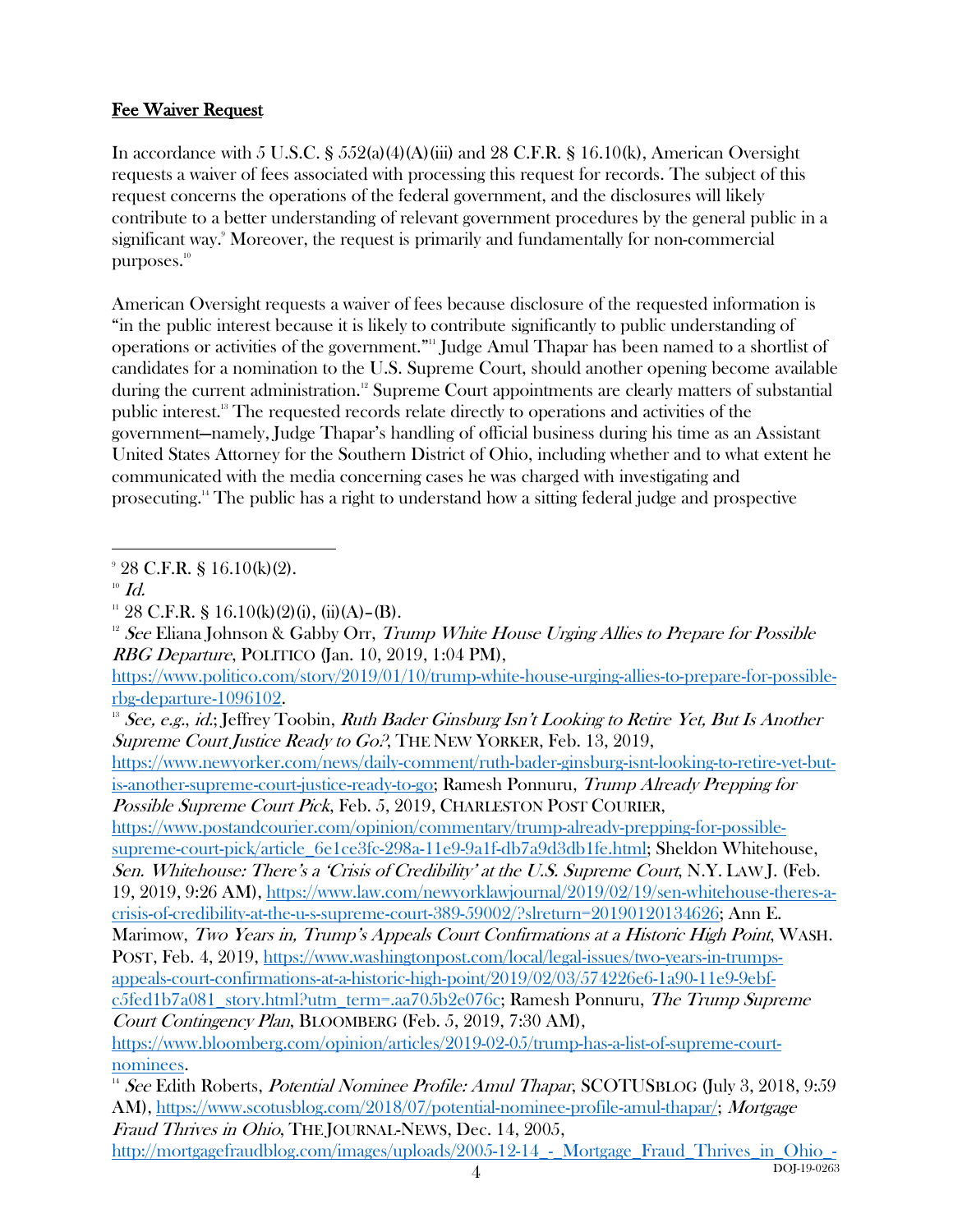## Fee Waiver Request

In accordance with 5 U.S.C. § 552(a)(4)(A)(iii) and 28 C.F.R. § 16.10(k), American Oversight requests a waiver of fees associated with processing this request for records. The subject of this request concerns the operations of the federal government, and the disclosures will likely contribute to a better understanding of relevant government procedures by the general public in a significant way.[9] Moreover, the request is primarily and fundamentally for non-commercial purposes.[10]

American Oversight requests a waiver of fees because disclosure of the requested information is "in the public interest because it is likely to contribute significantly to public understanding of operations or activities of the government."[11] Judge Amul Thapar has been named to a shortlist of candidates for a nomination to the U.S. Supreme Court, should another opening become available during the current administration.[12] Supreme Court appointments are clearly matters of substantial public interest.[13] The requested records relate directly to operations and activities of the government—namely, Judge Thapar's handling of official business during his time as an Assistant United States Attorney for the Southern District of Ohio, including whether and to what extent he communicated with the media concerning cases he was charged with investigating and prosecuting.[14] The public has a right to understand how a sitting federal judge and prospective

---

[9] 28 C.F.R. § 16.10(k)(2).

[10] *Id.*

[11] 28 C.F.R. § 16.10(k)(2)(i), (ii)(A)–(B).

[12] *See* Eliana Johnson & Gabby Orr, *Trump White House Urging Allies to Prepare for Possible RBG Departure*, POLITICO (Jan. 10, 2019, 1:04 PM), https://www.politico.com/story/2019/01/10/trump-white-house-urging-allies-to-prepare-for-possible-rbg-departure-1096102.

[13] *See, e.g.*, *id.*; Jeffrey Toobin, *Ruth Bader Ginsburg Isn't Looking to Retire Yet, But Is Another Supreme Court Justice Ready to Go?*, THE NEW YORKER, Feb. 13, 2019, https://www.newyorker.com/news/daily-comment/ruth-bader-ginsburg-isnt-looking-to-retire-yet-but-is-another-supreme-court-justice-ready-to-go; Ramesh Ponnuru, *Trump Already Prepping for Possible Supreme Court Pick*, Feb. 5, 2019, CHARLESTON POST COURIER, https://www.postandcourier.com/opinion/commentary/trump-already-prepping-for-possible-supreme-court-pick/article_6e1ce3fc-298a-11e9-9a1f-db7a9d3db1fe.html; Sheldon Whitehouse, *Sen. Whitehouse: There's a 'Crisis of Credibility' at the U.S. Supreme Court*, N.Y. LAW J. (Feb. 19, 2019, 9:26 AM), https://www.law.com/newyorklawjournal/2019/02/19/sen-whitehouse-theres-a-crisis-of-credibility-at-the-u-s-supreme-court-389-59002/?slreturn=20190120134626; Ann E. Marimow, *Two Years in, Trump's Appeals Court Confirmations at a Historic High Point*, WASH. POST, Feb. 4, 2019, https://www.washingtonpost.com/local/legal-issues/two-years-in-trumps-appeals-court-confirmations-at-a-historic-high-point/2019/02/03/574226e6-1a90-11e9-9ebf-c5fed1b7a081_story.html?utm_term=.aa705b2e076c; Ramesh Ponnuru, *The Trump Supreme Court Contingency Plan*, BLOOMBERG (Feb. 5, 2019, 7:30 AM), https://www.bloomberg.com/opinion/articles/2019-02-05/trump-has-a-list-of-supreme-court-nominees.

[14] *See* Edith Roberts, *Potential Nominee Profile: Amul Thapar*, SCOTUSBLOG (July 3, 2018, 9:59 AM), https://www.scotusblog.com/2018/07/potential-nominee-profile-amul-thapar/; *Mortgage Fraud Thrives in Ohio*, THE JOURNAL-NEWS, Dec. 14, 2005, http://mortgagefraudblog.com/images/uploads/2005-12-14_-_Mortgage_Fraud_Thrives_in_Ohio_-

DOJ-19-0263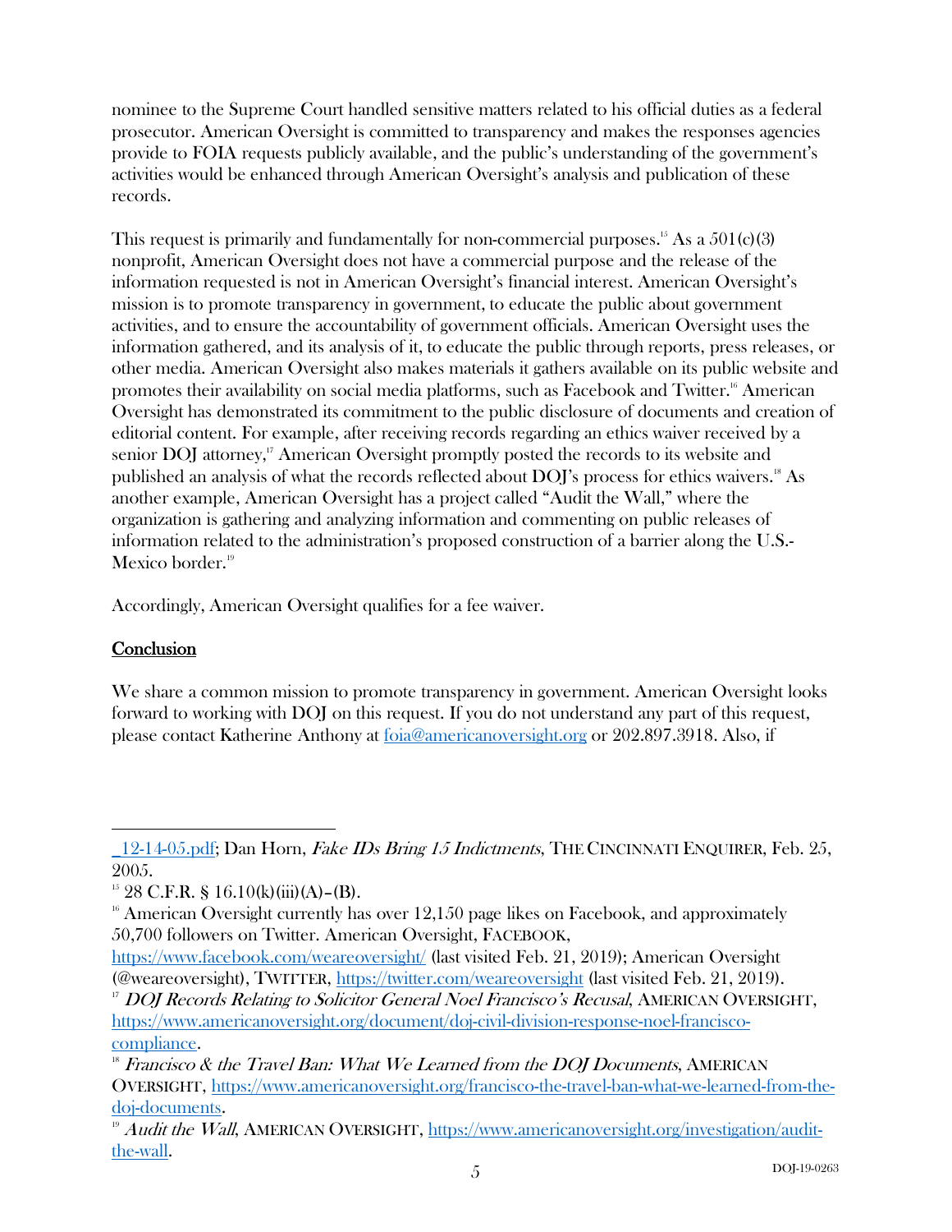nominee to the Supreme Court handled sensitive matters related to his official duties as a federal prosecutor. American Oversight is committed to transparency and makes the responses agencies provide to FOIA requests publicly available, and the public's understanding of the government's activities would be enhanced through American Oversight's analysis and publication of these records.

This request is primarily and fundamentally for non-commercial purposes.[15] As a 501(c)(3) nonprofit, American Oversight does not have a commercial purpose and the release of the information requested is not in American Oversight's financial interest. American Oversight's mission is to promote transparency in government, to educate the public about government activities, and to ensure the accountability of government officials. American Oversight uses the information gathered, and its analysis of it, to educate the public through reports, press releases, or other media. American Oversight also makes materials it gathers available on its public website and promotes their availability on social media platforms, such as Facebook and Twitter.[16] American Oversight has demonstrated its commitment to the public disclosure of documents and creation of editorial content. For example, after receiving records regarding an ethics waiver received by a senior DOJ attorney,[17] American Oversight promptly posted the records to its website and published an analysis of what the records reflected about DOJ's process for ethics waivers.[18] As another example, American Oversight has a project called "Audit the Wall," where the organization is gathering and analyzing information and commenting on public releases of information related to the administration's proposed construction of a barrier along the U.S.-Mexico border.[19]

Accordingly, American Oversight qualifies for a fee waiver.

## Conclusion

We share a common mission to promote transparency in government. American Oversight looks forward to working with DOJ on this request. If you do not understand any part of this request, please contact Katherine Anthony at foia@americanoversight.org or 202.897.3918. Also, if

---

_12-14-05.pdf; Dan Horn, *Fake IDs Bring 15 Indictments*, THE CINCINNATI ENQUIRER, Feb. 25, 2005.

[15] 28 C.F.R. § 16.10(k)(iii)(A)–(B).

[16] American Oversight currently has over 12,150 page likes on Facebook, and approximately 50,700 followers on Twitter. American Oversight, FACEBOOK, https://www.facebook.com/weareoversight/ (last visited Feb. 21, 2019); American Oversight (@weareoversight), TWITTER, https://twitter.com/weareoversight (last visited Feb. 21, 2019).

[17] *DOJ Records Relating to Solicitor General Noel Francisco's Recusal*, AMERICAN OVERSIGHT, https://www.americanoversight.org/document/doj-civil-division-response-noel-francisco-compliance.

[18] *Francisco & the Travel Ban: What We Learned from the DOJ Documents*, AMERICAN OVERSIGHT, https://www.americanoversight.org/francisco-the-travel-ban-what-we-learned-from-the-doj-documents.

[19] *Audit the Wall*, AMERICAN OVERSIGHT, https://www.americanoversight.org/investigation/audit-the-wall.

DOJ-19-0263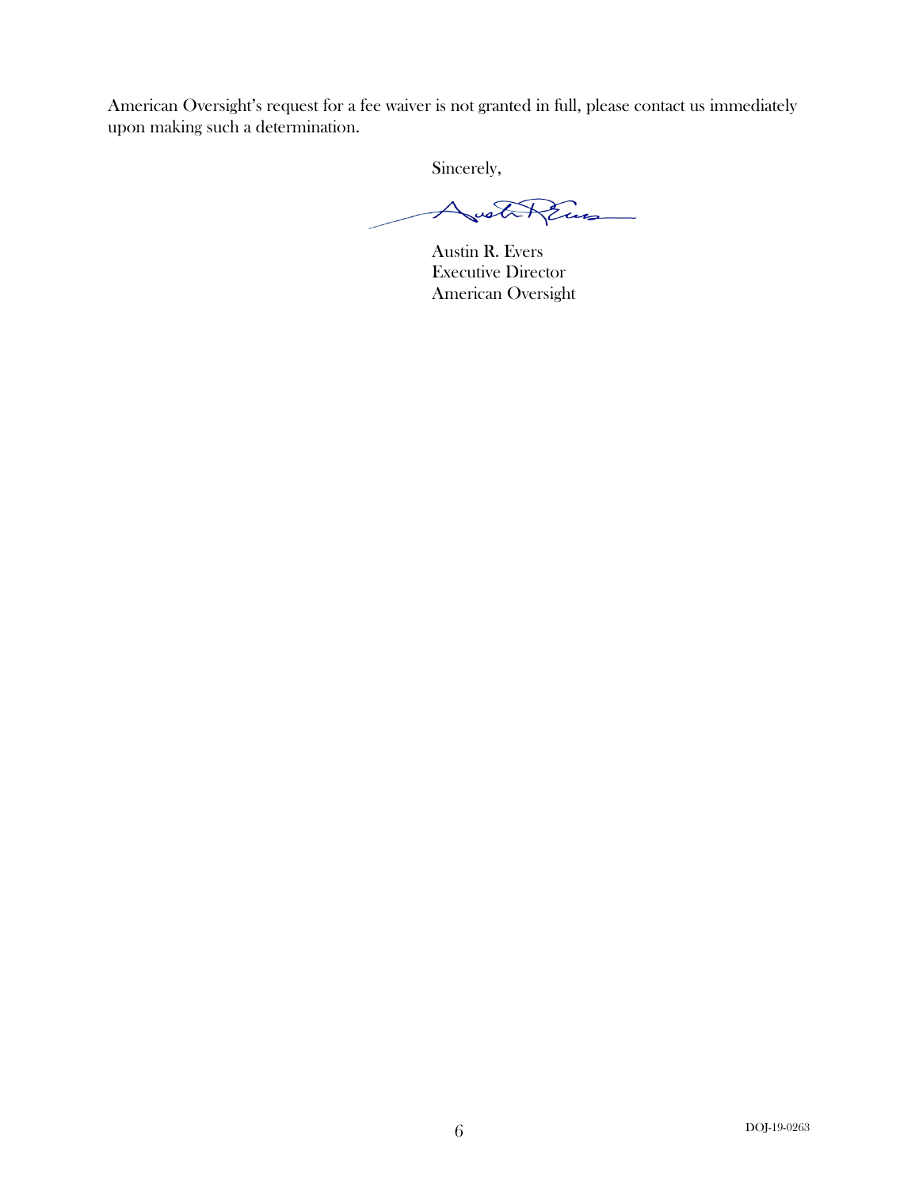American Oversight's request for a fee waiver is not granted in full, please contact us immediately upon making such a determination.

Sincerely,

Austin R. Evers
Executive Director
American Oversight

DOJ-19-0263